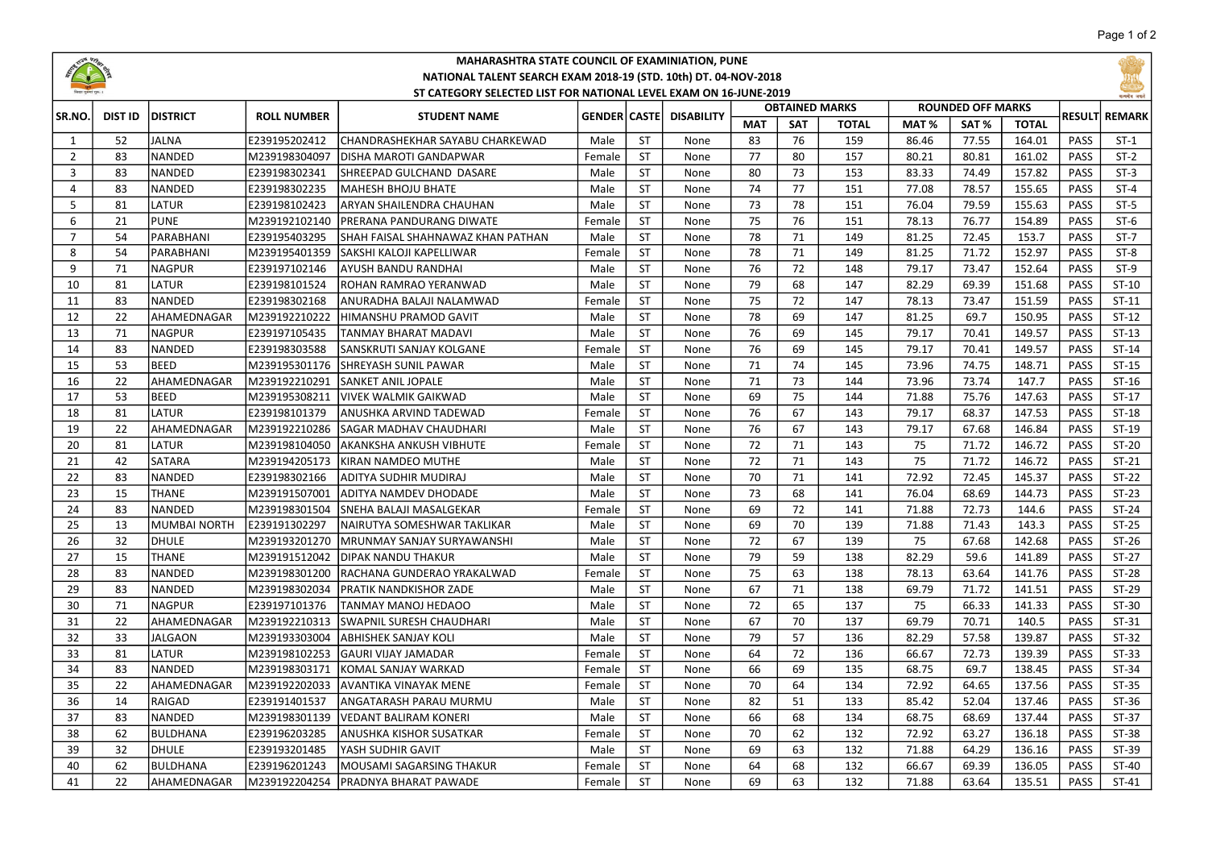# MAHARASHTRA STATE COUNCIL OF EXAMINIATION, PUNE

## NATIONAL TALENT SEARCH EXAM 2018-19 (STD. 10th) DT. 04-NOV-2018

### ST CATEGORY SELECTED LIST FOR NATIONAL LEVEL EXAM ON 16-JUNE-2019

| SR.NO. | DIST ID | DISTRICT | ROLL NUMBER | STUDENT NAME | GENDER | CASTE | DISABILITY | OBTAINED MARKS | | | ROUNDED OFF MARKS | | | RESULT | REMARK |
|---|---|---|---|---|---|---|---|---|---|---|---|---|---|---|---|
| | | | | | | | | MAT | SAT | TOTAL | MAT % | SAT % | TOTAL | | |
| 1 | 52 | JALNA | E239195202412 | CHANDRASHEKHAR SAYABU CHARKEWAD | Male | ST | None | 83 | 76 | 159 | 86.46 | 77.55 | 164.01 | PASS | ST-1 |
| 2 | 83 | NANDED | M239198304097 | DISHA MAROTI GANDAPWAR | Female | ST | None | 77 | 80 | 157 | 80.21 | 80.81 | 161.02 | PASS | ST-2 |
| 3 | 83 | NANDED | E239198302341 | SHREEPAD GULCHAND DASARE | Male | ST | None | 80 | 73 | 153 | 83.33 | 74.49 | 157.82 | PASS | ST-3 |
| 4 | 83 | NANDED | E239198302235 | MAHESH BHOJU BHATE | Male | ST | None | 74 | 77 | 151 | 77.08 | 78.57 | 155.65 | PASS | ST-4 |
| 5 | 81 | LATUR | E239198102423 | ARYAN SHAILENDRA CHAUHAN | Male | ST | None | 73 | 78 | 151 | 76.04 | 79.59 | 155.63 | PASS | ST-5 |
| 6 | 21 | PUNE | M239192102140 | PRERANA PANDURANG DIWATE | Female | ST | None | 75 | 76 | 151 | 78.13 | 76.77 | 154.89 | PASS | ST-6 |
| 7 | 54 | PARABHANI | E239195403295 | SHAH FAISAL SHAHNAWAZ KHAN PATHAN | Male | ST | None | 78 | 71 | 149 | 81.25 | 72.45 | 153.7 | PASS | ST-7 |
| 8 | 54 | PARABHANI | M239195401359 | SAKSHI KALOJI KAPELLIWAR | Female | ST | None | 78 | 71 | 149 | 81.25 | 71.72 | 152.97 | PASS | ST-8 |
| 9 | 71 | NAGPUR | E239197102146 | AYUSH BANDU RANDHAI | Male | ST | None | 76 | 72 | 148 | 79.17 | 73.47 | 152.64 | PASS | ST-9 |
| 10 | 81 | LATUR | E239198101524 | ROHAN RAMRAO YERANWAD | Male | ST | None | 79 | 68 | 147 | 82.29 | 69.39 | 151.68 | PASS | ST-10 |
| 11 | 83 | NANDED | E239198302168 | ANURADHA BALAJI NALAMWAD | Female | ST | None | 75 | 72 | 147 | 78.13 | 73.47 | 151.59 | PASS | ST-11 |
| 12 | 22 | AHAMEDNAGAR | M239192210222 | HIMANSHU PRAMOD GAVIT | Male | ST | None | 78 | 69 | 147 | 81.25 | 69.7 | 150.95 | PASS | ST-12 |
| 13 | 71 | NAGPUR | E239197105435 | TANMAY BHARAT MADAVI | Male | ST | None | 76 | 69 | 145 | 79.17 | 70.41 | 149.57 | PASS | ST-13 |
| 14 | 83 | NANDED | E239198303588 | SANSKRUTI SANJAY KOLGANE | Female | ST | None | 76 | 69 | 145 | 79.17 | 70.41 | 149.57 | PASS | ST-14 |
| 15 | 53 | BEED | M239195301176 | SHREYASH SUNIL PAWAR | Male | ST | None | 71 | 74 | 145 | 73.96 | 74.75 | 148.71 | PASS | ST-15 |
| 16 | 22 | AHAMEDNAGAR | M239192210291 | SANKET ANIL JOPALE | Male | ST | None | 71 | 73 | 144 | 73.96 | 73.74 | 147.7 | PASS | ST-16 |
| 17 | 53 | BEED | M239195308211 | VIVEK WALMIK GAIKWAD | Male | ST | None | 69 | 75 | 144 | 71.88 | 75.76 | 147.63 | PASS | ST-17 |
| 18 | 81 | LATUR | E239198101379 | ANUSHKA ARVIND TADEWAD | Female | ST | None | 76 | 67 | 143 | 79.17 | 68.37 | 147.53 | PASS | ST-18 |
| 19 | 22 | AHAMEDNAGAR | M239192210286 | SAGAR MADHAV CHAUDHARI | Male | ST | None | 76 | 67 | 143 | 79.17 | 67.68 | 146.84 | PASS | ST-19 |
| 20 | 81 | LATUR | M239198104050 | AKANKSHA ANKUSH VIBHUTE | Female | ST | None | 72 | 71 | 143 | 75 | 71.72 | 146.72 | PASS | ST-20 |
| 21 | 42 | SATARA | M239194205173 | KIRAN NAMDEO MUTHE | Male | ST | None | 72 | 71 | 143 | 75 | 71.72 | 146.72 | PASS | ST-21 |
| 22 | 83 | NANDED | E239198302166 | ADITYA SUDHIR MUDIRAJ | Male | ST | None | 70 | 71 | 141 | 72.92 | 72.45 | 145.37 | PASS | ST-22 |
| 23 | 15 | THANE | M239191507001 | ADITYA NAMDEV DHODADE | Male | ST | None | 73 | 68 | 141 | 76.04 | 68.69 | 144.73 | PASS | ST-23 |
| 24 | 83 | NANDED | M239198301504 | SNEHA BALAJI MASALGEKAR | Female | ST | None | 69 | 72 | 141 | 71.88 | 72.73 | 144.6 | PASS | ST-24 |
| 25 | 13 | MUMBAI NORTH | E239191302297 | NAIRUTYA SOMESHWAR TAKLIKAR | Male | ST | None | 69 | 70 | 139 | 71.88 | 71.43 | 143.3 | PASS | ST-25 |
| 26 | 32 | DHULE | M239193201270 | MRUNMAY SANJAY SURYAWANSHI | Male | ST | None | 72 | 67 | 139 | 75 | 67.68 | 142.68 | PASS | ST-26 |
| 27 | 15 | THANE | M239191512042 | DIPAK NANDU THAKUR | Male | ST | None | 79 | 59 | 138 | 82.29 | 59.6 | 141.89 | PASS | ST-27 |
| 28 | 83 | NANDED | M239198301200 | RACHANA GUNDERAO YRAKALWAD | Female | ST | None | 75 | 63 | 138 | 78.13 | 63.64 | 141.76 | PASS | ST-28 |
| 29 | 83 | NANDED | M239198302034 | PRATIK NANDKISHOR ZADE | Male | ST | None | 67 | 71 | 138 | 69.79 | 71.72 | 141.51 | PASS | ST-29 |
| 30 | 71 | NAGPUR | E239197101376 | TANMAY MANOJ HEDAOO | Male | ST | None | 72 | 65 | 137 | 75 | 66.33 | 141.33 | PASS | ST-30 |
| 31 | 22 | AHAMEDNAGAR | M239192210313 | SWAPNIL SURESH CHAUDHARI | Male | ST | None | 67 | 70 | 137 | 69.79 | 70.71 | 140.5 | PASS | ST-31 |
| 32 | 33 | JALGAON | M239193303004 | ABHISHEK SANJAY KOLI | Male | ST | None | 79 | 57 | 136 | 82.29 | 57.58 | 139.87 | PASS | ST-32 |
| 33 | 81 | LATUR | M239198102253 | GAURI VIJAY JAMADAR | Female | ST | None | 64 | 72 | 136 | 66.67 | 72.73 | 139.39 | PASS | ST-33 |
| 34 | 83 | NANDED | M239198303171 | KOMAL SANJAY WARKAD | Female | ST | None | 66 | 69 | 135 | 68.75 | 69.7 | 138.45 | PASS | ST-34 |
| 35 | 22 | AHAMEDNAGAR | M239192202033 | AVANTIKA VINAYAK MENE | Female | ST | None | 70 | 64 | 134 | 72.92 | 64.65 | 137.56 | PASS | ST-35 |
| 36 | 14 | RAIGAD | E239191401537 | ANGATARASH PARAU MURMU | Male | ST | None | 82 | 51 | 133 | 85.42 | 52.04 | 137.46 | PASS | ST-36 |
| 37 | 83 | NANDED | M239198301139 | VEDANT BALIRAM KONERI | Male | ST | None | 66 | 68 | 134 | 68.75 | 68.69 | 137.44 | PASS | ST-37 |
| 38 | 62 | BULDHANA | E239196203285 | ANUSHKA KISHOR SUSATKAR | Female | ST | None | 70 | 62 | 132 | 72.92 | 63.27 | 136.18 | PASS | ST-38 |
| 39 | 32 | DHULE | E239193201485 | YASH SUDHIR GAVIT | Male | ST | None | 69 | 63 | 132 | 71.88 | 64.29 | 136.16 | PASS | ST-39 |
| 40 | 62 | BULDHANA | E239196201243 | MOUSAMI SAGARSING THAKUR | Female | ST | None | 64 | 68 | 132 | 66.67 | 69.39 | 136.05 | PASS | ST-40 |
| 41 | 22 | AHAMEDNAGAR | M239192204254 | PRADNYA BHARAT PAWADE | Female | ST | None | 69 | 63 | 132 | 71.88 | 63.64 | 135.51 | PASS | ST-41 |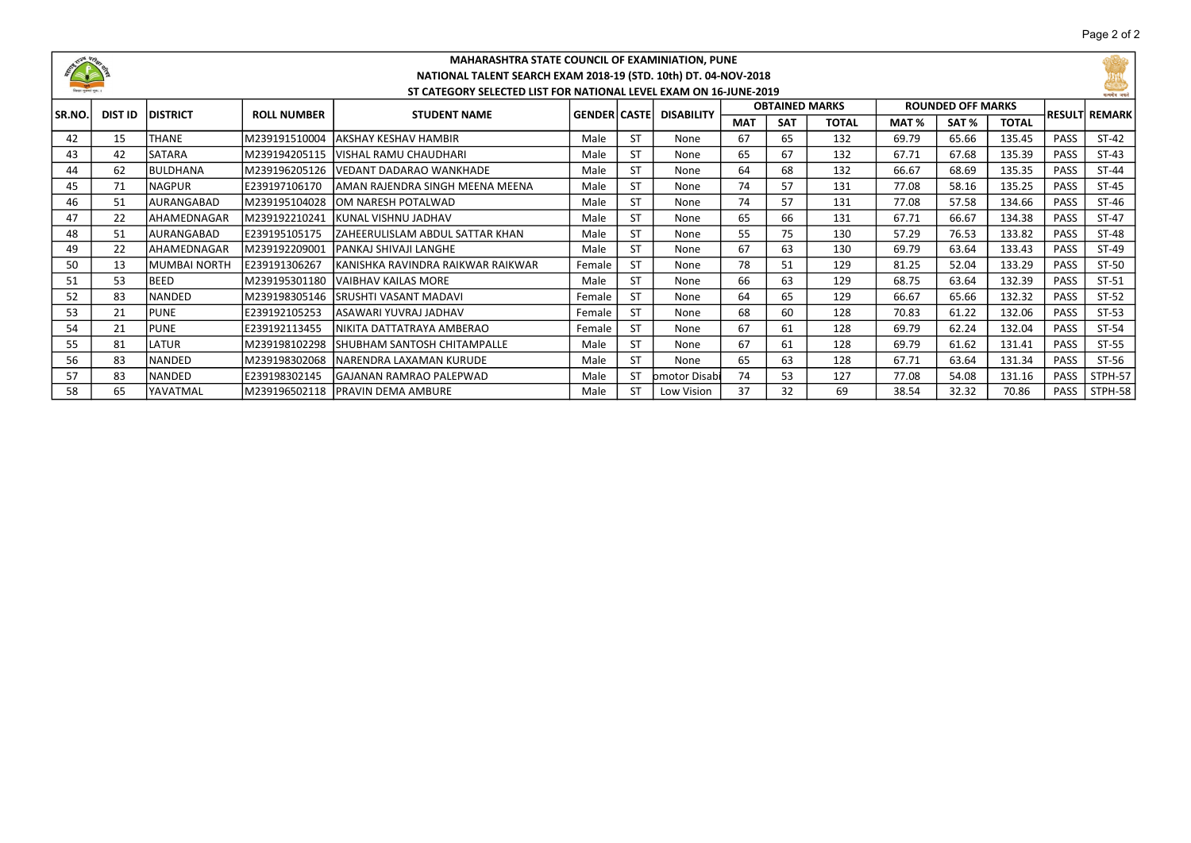# MAHARASHTRA STATE COUNCIL OF EXAMINIATION, PUNE

## NATIONAL TALENT SEARCH EXAM 2018-19 (STD. 10th) DT. 04-NOV-2018

### ST CATEGORY SELECTED LIST FOR NATIONAL LEVEL EXAM ON 16-JUNE-2019

| SR.NO. | DIST ID | DISTRICT | ROLL NUMBER | STUDENT NAME | GENDER | CASTE | DISABILITY | OBTAINED MARKS | | | ROUNDED OFF MARKS | | | RESULT | REMARK |
|---|---|---|---|---|---|---|---|---|---|---|---|---|---|---|---|
| | | | | | | | | MAT | SAT | TOTAL | MAT % | SAT % | TOTAL | | |
| 42 | 15 | THANE | M239191510004 | AKSHAY KESHAV HAMBIR | Male | ST | None | 67 | 65 | 132 | 69.79 | 65.66 | 135.45 | PASS | ST-42 |
| 43 | 42 | SATARA | M239194205115 | VISHAL RAMU CHAUDHARI | Male | ST | None | 65 | 67 | 132 | 67.71 | 67.68 | 135.39 | PASS | ST-43 |
| 44 | 62 | BULDHANA | M239196205126 | VEDANT DADARAO WANKHADE | Male | ST | None | 64 | 68 | 132 | 66.67 | 68.69 | 135.35 | PASS | ST-44 |
| 45 | 71 | NAGPUR | E239197106170 | AMAN RAJENDRA SINGH MEENA MEENA | Male | ST | None | 74 | 57 | 131 | 77.08 | 58.16 | 135.25 | PASS | ST-45 |
| 46 | 51 | AURANGABAD | M239195104028 | OM NARESH POTALWAD | Male | ST | None | 74 | 57 | 131 | 77.08 | 57.58 | 134.66 | PASS | ST-46 |
| 47 | 22 | AHAMEDNAGAR | M239192210241 | KUNAL VISHNU JADHAV | Male | ST | None | 65 | 66 | 131 | 67.71 | 66.67 | 134.38 | PASS | ST-47 |
| 48 | 51 | AURANGABAD | E239195105175 | ZAHEERULISLAM ABDUL SATTAR KHAN | Male | ST | None | 55 | 75 | 130 | 57.29 | 76.53 | 133.82 | PASS | ST-48 |
| 49 | 22 | AHAMEDNAGAR | M239192209001 | PANKAJ SHIVAJI LANGHE | Male | ST | None | 67 | 63 | 130 | 69.79 | 63.64 | 133.43 | PASS | ST-49 |
| 50 | 13 | MUMBAI NORTH | E239191306267 | KANISHKA RAVINDRA RAIKWAR RAIKWAR | Female | ST | None | 78 | 51 | 129 | 81.25 | 52.04 | 133.29 | PASS | ST-50 |
| 51 | 53 | BEED | M239195301180 | VAIBHAV KAILAS MORE | Male | ST | None | 66 | 63 | 129 | 68.75 | 63.64 | 132.39 | PASS | ST-51 |
| 52 | 83 | NANDED | M239198305146 | SRUSHTI VASANT MADAVI | Female | ST | None | 64 | 65 | 129 | 66.67 | 65.66 | 132.32 | PASS | ST-52 |
| 53 | 21 | PUNE | E239192105253 | ASAWARI YUVRAJ JADHAV | Female | ST | None | 68 | 60 | 128 | 70.83 | 61.22 | 132.06 | PASS | ST-53 |
| 54 | 21 | PUNE | E239192113455 | NIKITA DATTATRAYA AMBERAO | Female | ST | None | 67 | 61 | 128 | 69.79 | 62.24 | 132.04 | PASS | ST-54 |
| 55 | 81 | LATUR | M239198102298 | SHUBHAM SANTOSH CHITAMPALLE | Male | ST | None | 67 | 61 | 128 | 69.79 | 61.62 | 131.41 | PASS | ST-55 |
| 56 | 83 | NANDED | M239198302068 | NARENDRA LAXAMAN KURUDE | Male | ST | None | 65 | 63 | 128 | 67.71 | 63.64 | 131.34 | PASS | ST-56 |
| 57 | 83 | NANDED | E239198302145 | GAJANAN RAMRAO PALEPWAD | Male | ST | omotor Disabi | 74 | 53 | 127 | 77.08 | 54.08 | 131.16 | PASS | STPH-57 |
| 58 | 65 | YAVATMAL | M239196502118 | PRAVIN DEMA AMBURE | Male | ST | Low Vision | 37 | 32 | 69 | 38.54 | 32.32 | 70.86 | PASS | STPH-58 |